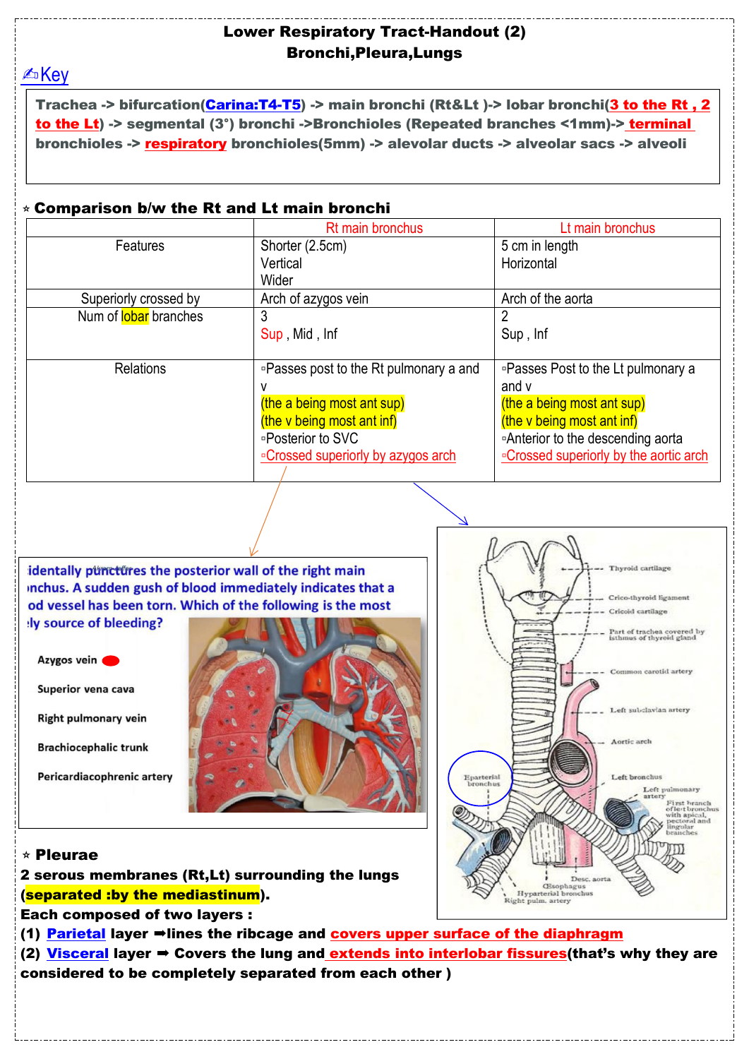# Lower Respiratory Tract-Handout (2)
## Bronchi,Pleura,Lungs

✍Key

**Trachea -> bifurcation(Carina:T4-T5) -> main bronchi (Rt&Lt )-> lobar bronchi(3 to the Rt , 2 to the Lt) -> segmental (3°) bronchi ->Bronchioles (Repeated branches <1mm)-> terminal bronchioles -> respiratory bronchioles(5mm) -> alevolar ducts -> alveolar sacs -> alveoli**

### ⭑ Comparison b/w the Rt and Lt main bronchi

| | Rt main bronchus | Lt main bronchus |
|---|---|---|
| Features | Shorter (2.5cm)<br>Vertical<br>Wider | 5 cm in length<br>Horizontal |
| Superiorly crossed by | Arch of azygos vein | Arch of the aorta |
| Num of lobar branches | 3<br>Sup , Mid , Inf | 2<br>Sup , Inf |
| Relations | ▫Passes post to the Rt pulmonary a and v<br>(the a being most ant sup)<br>(the v being most ant inf)<br>▫Posterior to SVC<br>▫Crossed superiorly by azygos arch | ▫Passes Post to the Lt pulmonary a and v<br>(the a being most ant sup)<br>(the v being most ant inf)<br>▫Anterior to the descending aorta<br>▫Crossed superiorly by the aortic arch |

identally punctures the posterior wall of the right main
nchus. A sudden gush of blood immediately indicates that a
od vessel has been torn. Which of the following is the most
ly source of bleeding?

- Azygos vein
- Superior vena cava
- Right pulmonary vein
- Brachiocephalic trunk
- Pericardiacophrenic artery

### ⭑ Pleurae

**2 serous membranes (Rt,Lt) surrounding the lungs (separated :by the mediastinum).**

**Each composed of two layers :**

**(1) Parietal layer ➡lines the ribcage and covers upper surface of the diaphragm**

**(2) Visceral layer ➡ Covers the lung and extends into interlobar fissures(that's why they are considered to be completely separated from each other )**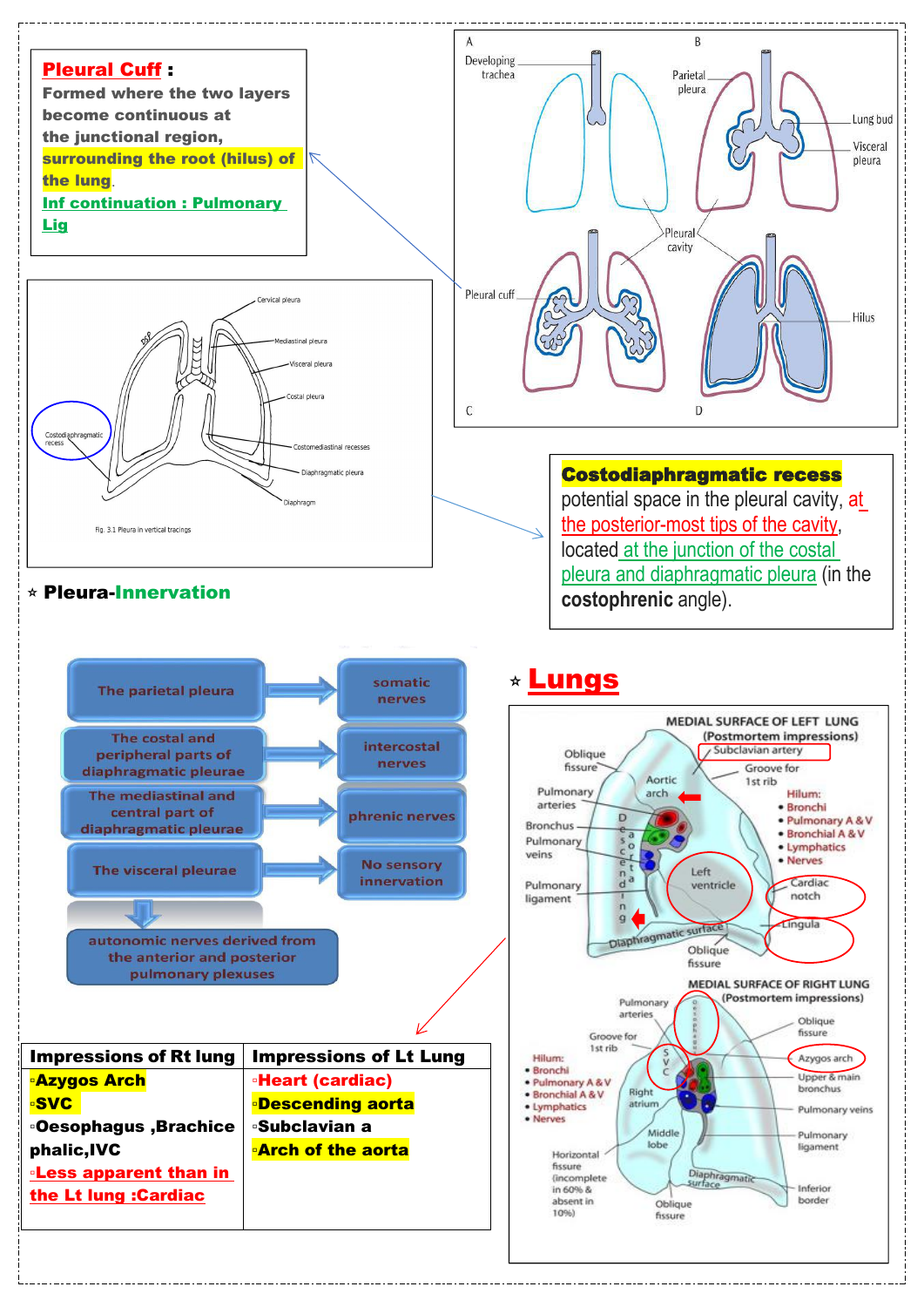**Pleural Cuff :**
Formed where the two layers become continuous at the junctional region, **surrounding the root (hilus) of the lung**.
Inf continuation : Pulmonary Lig

A — Developing trachea
B — Parietal pleura, Lung bud, Visceral pleura
Pleural cavity
C — Pleural cuff
D — Hilus

Cervical pleura, Mediastinal pleura, Visceral pleura, Costal pleura, Costomediastinal recesses, Diaphragmatic pleura, Diaphragm, Costodiaphragmatic recess

Fig. 3.1 Pleura in vertical tracings

**Costodiaphragmatic recess**
potential space in the pleural cavity, at the posterior-most tips of the cavity, located at the junction of the costal pleura and diaphragmatic pleura (in the **costophrenic** angle).

## ⭐ Pleura-Innervation

- The parietal pleura → somatic nerves
- The costal and peripheral parts of diaphragmatic pleurae → intercostal nerves
- The mediastinal and the central part of diaphragmatic pleurae → phrenic nerves
- The visceral pleurae → No sensory innervation
  - autonomic nerves derived from the anterior and posterior pulmonary plexuses

## ⭐ Lungs

**MEDIAL SURFACE OF LEFT LUNG (Postmortem impressions)**

Oblique fissure, Subclavian artery, Groove for 1st rib, Aortic arch, Pulmonary arteries, Bronchus, Pulmonary veins, Descending aorta, Pulmonary ligament, Left ventricle, Cardiac notch, Lingula, Diaphragmatic surface, Oblique fissure

Hilum:
- Bronchi
- Pulmonary A & V
- Bronchial A & V
- Lymphatics
- Nerves

**MEDIAL SURFACE OF RIGHT LUNG (Postmortem impressions)**

Pulmonary arteries, Oesophagus, Groove for 1st rib, SVC, Oblique fissure, Azygos arch, Upper & main bronchus, Right atrium, Pulmonary veins, Middle lobe, Pulmonary ligament, Horizontal fissure (incomplete in 60% & absent in 10%), Diaphragmatic surface, Oblique fissure, Inferior border

Hilum:
- Bronchi
- Pulmonary A & V
- Bronchial A & V
- Lymphatics
- Nerves

| Impressions of Rt lung | Impressions of Lt Lung |
|---|---|
| ▫Azygos Arch | ▫Heart (cardiac) |
| ▫SVC | ▫Descending aorta |
| ▫Oesophagus ,Brachiocephalic,IVC | ▫Subclavian a |
| ▫Less apparent than in the Lt lung :Cardiac | ▫Arch of the aorta |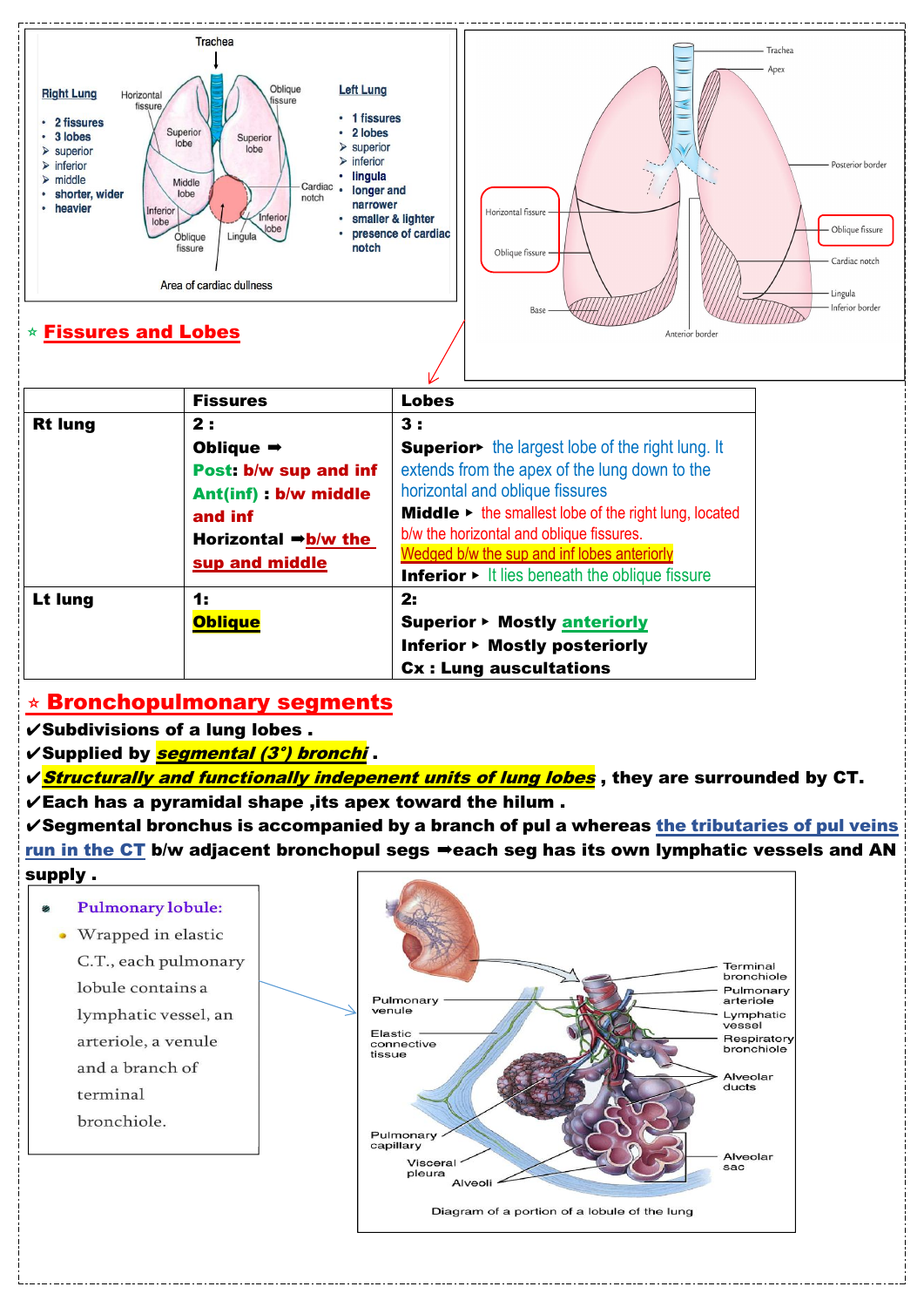**Right Lung**

- 2 fissures
- 3 lobes
  - superior
  - inferior
  - middle
- shorter, wider
- heavier

**Left Lung**

- 1 fissures
- 2 lobes
  - superior
  - inferior
- lingula
- longer and narrower
- smaller & lighter
- presence of cardiac notch

## ⭐ Fissures and Lobes

| | Fissures | Lobes |
|---|---|---|
| **Rt lung** | **2 :**<br>**Oblique ➡**<br>**Post: b/w sup and inf**<br>**Ant(inf) : b/w middle and inf**<br>**Horizontal ➡b/w the sup and middle** | **3 :**<br>**Superior▸** the largest lobe of the right lung. It extends from the apex of the lung down to the horizontal and oblique fissures<br>**Middle ▸** the smallest lobe of the right lung, located b/w the horizontal and oblique fissures. Wedged b/w the sup and inf lobes anteriorly<br>**Inferior ▸** It lies beneath the oblique fissure |
| **Lt lung** | **1:**<br>**Oblique** | **2:**<br>**Superior ▸ Mostly anteriorly**<br>**Inferior ▸ Mostly posteriorly**<br>**Cx : Lung auscultations** |

## ⭐ Bronchopulmonary segments

- ✔**Subdivisions of a lung lobes .**
- ✔**Supplied by *segmental (3°) bronchi* .**
- ✔***Structurally and functionally indepenent units of lung lobes* , they are surrounded by CT.**
- ✔**Each has a pyramidal shape ,its apex toward the hilum .**
- ✔**Segmental bronchus is accompanied by a branch of pul a whereas the tributaries of pul veins run in the CT b/w adjacent bronchopul segs ➡each seg has its own lymphatic vessels and AN supply .**

**Pulmonary lobule:**

- Wrapped in elastic C.T., each pulmonary lobule contains a lymphatic vessel, an arteriole, a venule and a branch of terminal bronchiole.

Diagram of a portion of a lobule of the lung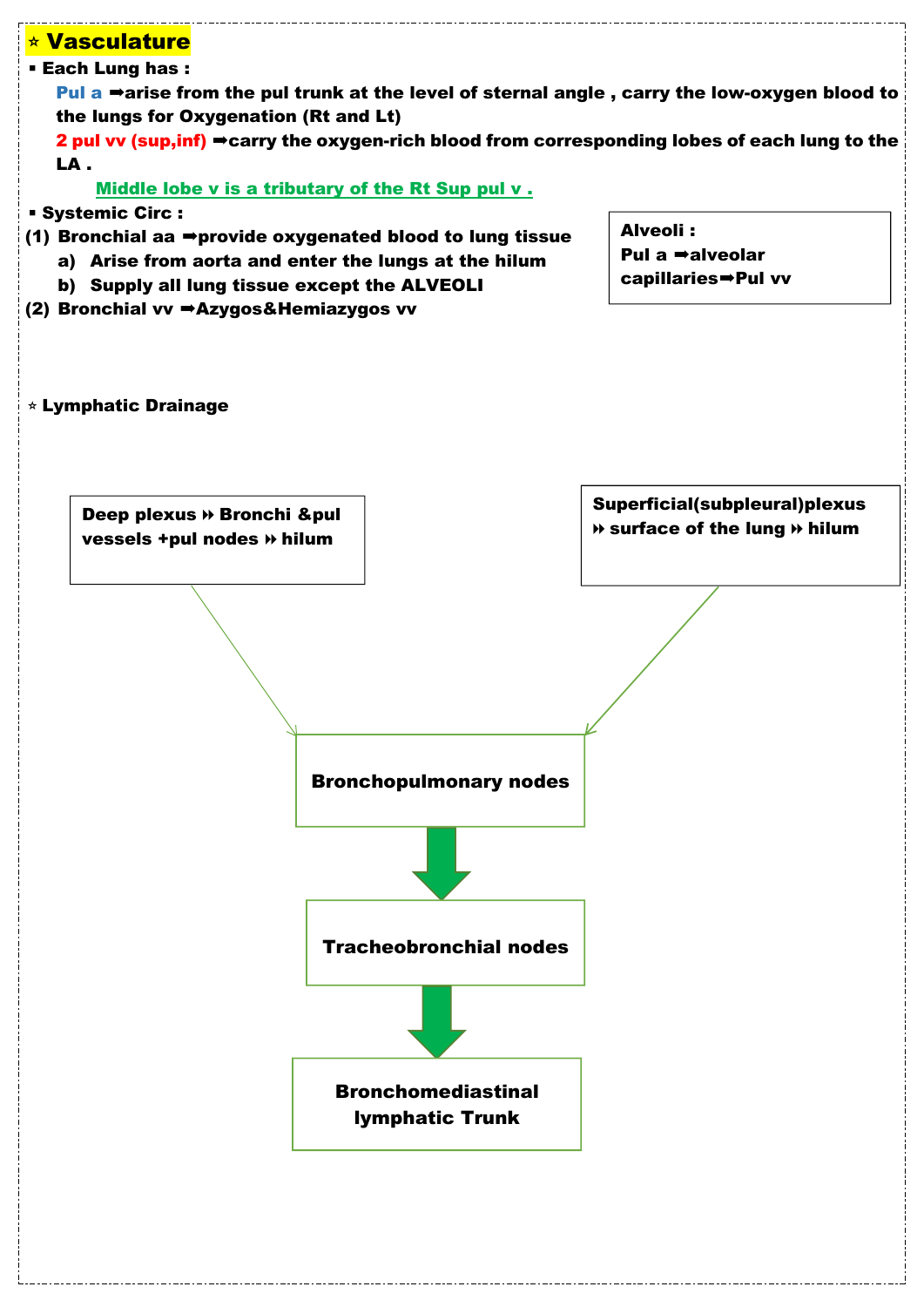## ⭐ Vasculature

- **Each Lung has :**
  - **Pul a** ➡ **arise from the pul trunk at the level of sternal angle , carry the low-oxygen blood to the lungs for Oxygenation (Rt and Lt)**
  - **2 pul vv (sup,inf)** ➡ **carry the oxygen-rich blood from corresponding lobes of each lung to the LA .**
    - **Middle lobe v is a tributary of the Rt Sup pul v .**
- **Systemic Circ :**

**(1) Bronchial aa ➡ provide oxygenated blood to lung tissue**

- **a) Arise from aorta and enter the lungs at the hilum**
- **b) Supply all lung tissue except the ALVEOLI**

**(2) Bronchial vv ➡ Azygos&Hemiazygos vv**

**Alveoli :**
**Pul a ➡ alveolar capillaries ➡ Pul vv**

### ⭐ Lymphatic Drainage

**Deep plexus ⏩ Bronchi &pul vessels +pul nodes ⏩ hilum**

**Superficial(subpleural)plexus ⏩ surface of the lung ⏩ hilum**

**Bronchopulmonary nodes**

⬇

**Tracheobronchial nodes**

⬇

**Bronchomediastinal lymphatic Trunk**